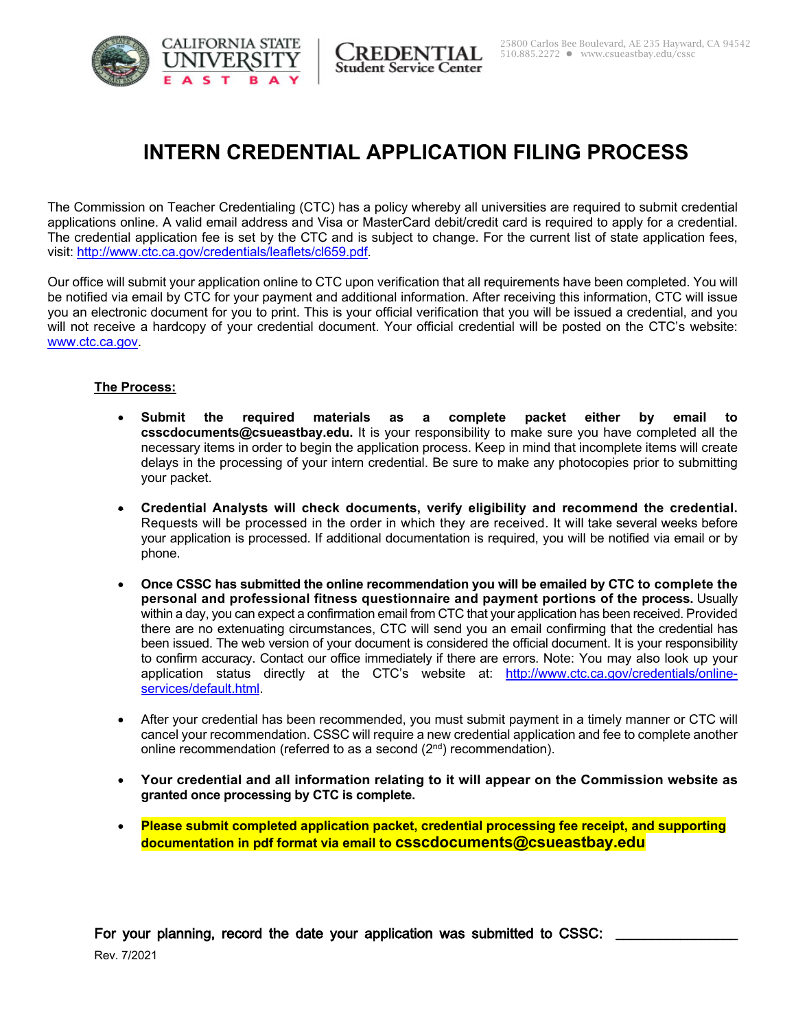California State University East Bay | Credential Student Service Center

25800 Carlos Bee Boulevard, AE 235 Hayward, CA 94542
510.885.2272 ● www.csueastbay.edu/cssc

# INTERN CREDENTIAL APPLICATION FILING PROCESS

The Commission on Teacher Credentialing (CTC) has a policy whereby all universities are required to submit credential applications online. A valid email address and Visa or MasterCard debit/credit card is required to apply for a credential. The credential application fee is set by the CTC and is subject to change. For the current list of state application fees, visit: http://www.ctc.ca.gov/credentials/leaflets/cl659.pdf.

Our office will submit your application online to CTC upon verification that all requirements have been completed. You will be notified via email by CTC for your payment and additional information. After receiving this information, CTC will issue you an electronic document for you to print. This is your official verification that you will be issued a credential, and you will not receive a hardcopy of your credential document. Your official credential will be posted on the CTC's website: www.ctc.ca.gov.

**The Process:**

- **Submit the required materials as a complete packet either by email to csscdocuments@csueastbay.edu.** It is your responsibility to make sure you have completed all the necessary items in order to begin the application process. Keep in mind that incomplete items will create delays in the processing of your intern credential. Be sure to make any photocopies prior to submitting your packet.

- **Credential Analysts will check documents, verify eligibility and recommend the credential.** Requests will be processed in the order in which they are received. It will take several weeks before your application is processed. If additional documentation is required, you will be notified via email or by phone.

- **Once CSSC has submitted the online recommendation you will be emailed by CTC to complete the personal and professional fitness questionnaire and payment portions of the process.** Usually within a day, you can expect a confirmation email from CTC that your application has been received. Provided there are no extenuating circumstances, CTC will send you an email confirming that the credential has been issued. The web version of your document is considered the official document. It is your responsibility to confirm accuracy. Contact our office immediately if there are errors. Note: You may also look up your application status directly at the CTC's website at: http://www.ctc.ca.gov/credentials/online-services/default.html.

- After your credential has been recommended, you must submit payment in a timely manner or CTC will cancel your recommendation. CSSC will require a new credential application and fee to complete another online recommendation (referred to as a second (2nd) recommendation).

- **Your credential and all information relating to it will appear on the Commission website as granted once processing by CTC is complete.**

- **Please submit completed application packet, credential processing fee receipt, and supporting documentation in pdf format via email to csscdocuments@csueastbay.edu**

**For your planning, record the date your application was submitted to CSSC: _______________**

Rev. 7/2021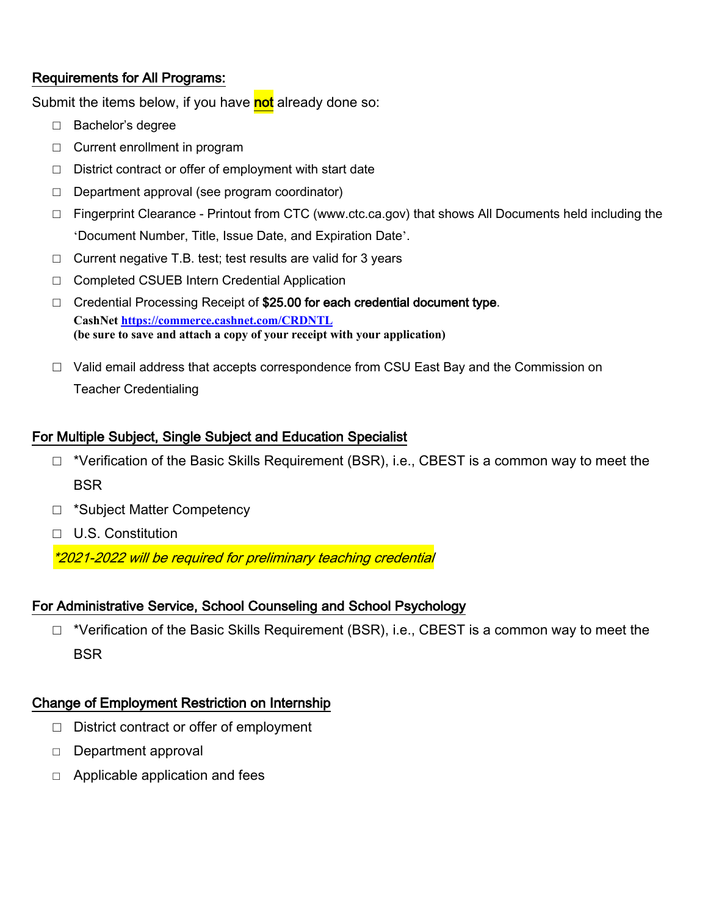## Requirements for All Programs:

Submit the items below, if you have **not** already done so:

- ☐ Bachelor's degree
- ☐ Current enrollment in program
- ☐ District contract or offer of employment with start date
- ☐ Department approval (see program coordinator)
- ☐ Fingerprint Clearance - Printout from CTC (www.ctc.ca.gov) that shows All Documents held including the 'Document Number, Title, Issue Date, and Expiration Date'.
- ☐ Current negative T.B. test; test results are valid for 3 years
- ☐ Completed CSUEB Intern Credential Application
- ☐ Credential Processing Receipt of **$25.00 for each credential document type**.
  **CashNet [https://commerce.cashnet.com/CRDNTL](https://commerce.cashnet.com/CRDNTL)**
  **(be sure to save and attach a copy of your receipt with your application)**
- ☐ Valid email address that accepts correspondence from CSU East Bay and the Commission on Teacher Credentialing

## For Multiple Subject, Single Subject and Education Specialist

- ☐ *Verification of the Basic Skills Requirement (BSR), i.e., CBEST is a common way to meet the BSR
- ☐ *Subject Matter Competency
- ☐ U.S. Constitution

*\*2021-2022 will be required for preliminary teaching credential*

## For Administrative Service, School Counseling and School Psychology

- ☐ *Verification of the Basic Skills Requirement (BSR), i.e., CBEST is a common way to meet the BSR

## Change of Employment Restriction on Internship

- ☐ District contract or offer of employment
- ☐ Department approval
- ☐ Applicable application and fees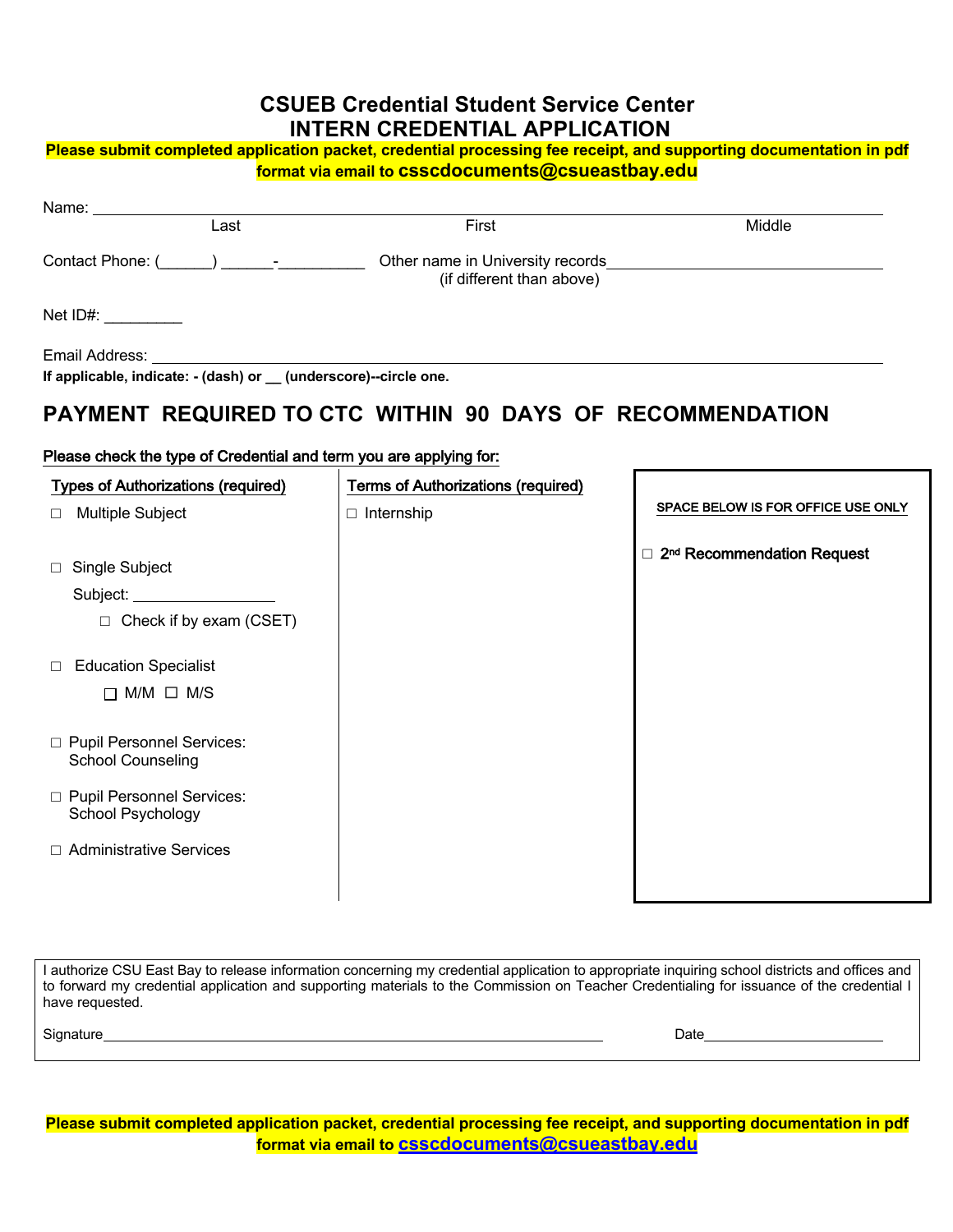# CSUEB Credential Student Service Center
# INTERN CREDENTIAL APPLICATION

**Please submit completed application packet, credential processing fee receipt, and supporting documentation in pdf format via email to csscdocuments@csueastbay.edu**

Name: ______________________________________________________________
Last | First | Middle

Contact Phone: (______) ______-__________ Other name in University records_______________________________ (if different than above)

Net ID#: _________

Email Address: ______________________________________________________________

**If applicable, indicate: - (dash) or __ (underscore)--circle one.**

## PAYMENT REQUIRED TO CTC WITHIN 90 DAYS OF RECOMMENDATION

Please check the type of Credential and term you are applying for:

| Types of Authorizations (required) | Terms of Authorizations (required) | SPACE BELOW IS FOR OFFICE USE ONLY |
|---|---|---|
| ☐ Multiple Subject | ☐ Internship | ☐ 2nd Recommendation Request |
| ☐ Single Subject<br>Subject: _______________<br>☐ Check if by exam (CSET) | | |
| ☐ Education Specialist<br>☐ M/M ☐ M/S | | |
| ☐ Pupil Personnel Services: School Counseling | | |
| ☐ Pupil Personnel Services: School Psychology | | |
| ☐ Administrative Services | | |

I authorize CSU East Bay to release information concerning my credential application to appropriate inquiring school districts and offices and to forward my credential application and supporting materials to the Commission on Teacher Credentialing for issuance of the credential I have requested.

Signature______________________________________________ Date____________________

**Please submit completed application packet, credential processing fee receipt, and supporting documentation in pdf format via email to csscdocuments@csueastbay.edu**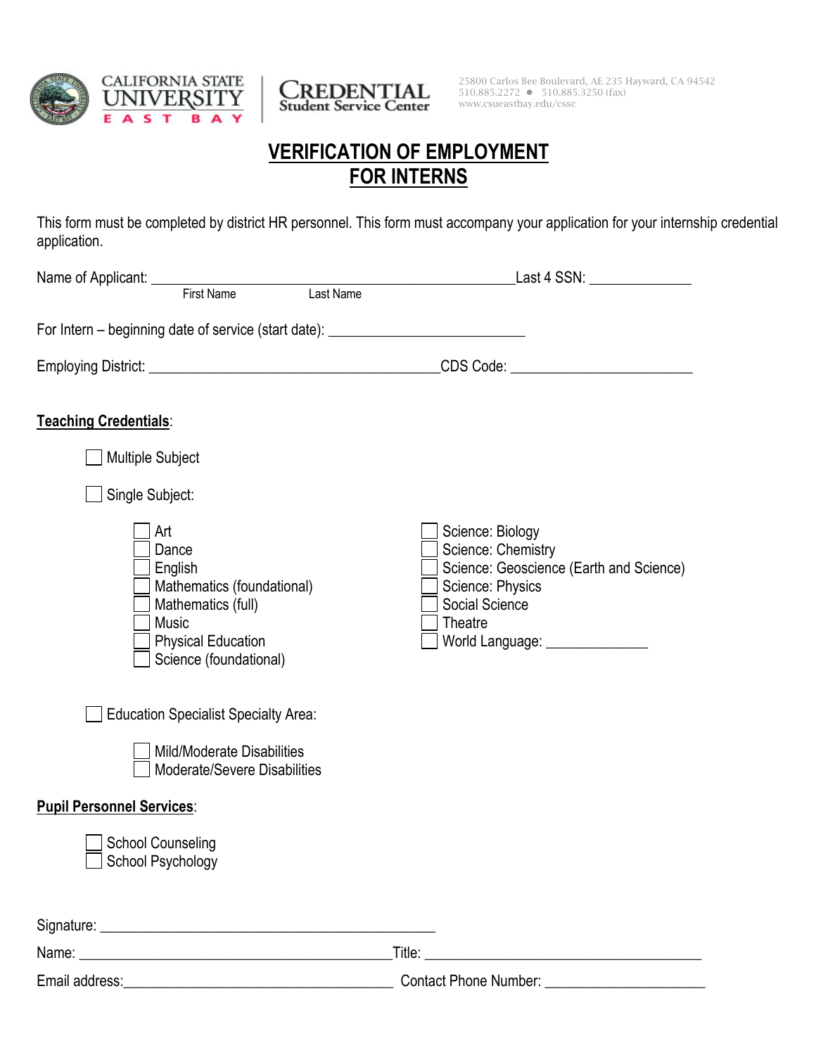CALIFORNIA STATE UNIVERSITY EAST BAY | CREDENTIAL Student Service Center

25800 Carlos Bee Boulevard, AE 235 Hayward, CA 94542
510.885.2272 ● 510.885.3250 (fax)
www.csueastbay.edu/cssc

# VERIFICATION OF EMPLOYMENT FOR INTERNS

This form must be completed by district HR personnel. This form must accompany your application for your internship credential application.

Name of Applicant: ______________________________________ Last 4 SSN: ____________
First Name Last Name

For Intern – beginning date of service (start date): ________________________

Employing District: ____________________________________ CDS Code: ______________________

**Teaching Credentials**:

- ☐ Multiple Subject
- ☐ Single Subject:
  - ☐ Art
  - ☐ Dance
  - ☐ English
  - ☐ Mathematics (foundational)
  - ☐ Mathematics (full)
  - ☐ Music
  - ☐ Physical Education
  - ☐ Science (foundational)
  - ☐ Science: Biology
  - ☐ Science: Chemistry
  - ☐ Science: Geoscience (Earth and Science)
  - ☐ Science: Physics
  - ☐ Social Science
  - ☐ Theatre
  - ☐ World Language: ____________
- ☐ Education Specialist Specialty Area:
  - ☐ Mild/Moderate Disabilities
  - ☐ Moderate/Severe Disabilities

**Pupil Personnel Services**:

- ☐ School Counseling
- ☐ School Psychology

Signature: __________________________________________

Name: ________________________________________ Title: ____________________________________

Email address: __________________________________ Contact Phone Number: ____________________